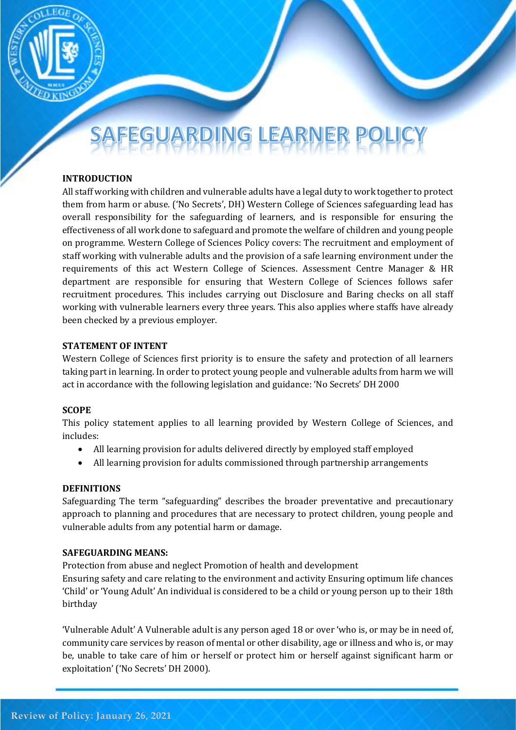# SAFEGUARDING LEARNER POLICY

**INTRODUCTION**

All staff working with children and vulnerable adults have a legal duty to work together to protect them from harm or abuse. ('No Secrets', DH) Western College of Sciences safeguarding lead has overall responsibility for the safeguarding of learners, and is responsible for ensuring the effectiveness of all work done to safeguard and promote the welfare of children and young people on programme. Western College of Sciences Policy covers: The recruitment and employment of staff working with vulnerable adults and the provision of a safe learning environment under the requirements of this act Western College of Sciences. Assessment Centre Manager & HR department are responsible for ensuring that Western College of Sciences follows safer recruitment procedures. This includes carrying out Disclosure and Baring checks on all staff working with vulnerable learners every three years. This also applies where staffs have already been checked by a previous employer.

**STATEMENT OF INTENT**

Western College of Sciences first priority is to ensure the safety and protection of all learners taking part in learning. In order to protect young people and vulnerable adults from harm we will act in accordance with the following legislation and guidance: 'No Secrets' DH 2000

**SCOPE**

This policy statement applies to all learning provided by Western College of Sciences, and includes:

- All learning provision for adults delivered directly by employed staff employed
- All learning provision for adults commissioned through partnership arrangements

**DEFINITIONS**

Safeguarding The term "safeguarding" describes the broader preventative and precautionary approach to planning and procedures that are necessary to protect children, young people and vulnerable adults from any potential harm or damage.

**SAFEGUARDING MEANS:**

Protection from abuse and neglect Promotion of health and development
Ensuring safety and care relating to the environment and activity Ensuring optimum life chances 'Child' or 'Young Adult' An individual is considered to be a child or young person up to their 18th birthday

'Vulnerable Adult' A Vulnerable adult is any person aged 18 or over 'who is, or may be in need of, community care services by reason of mental or other disability, age or illness and who is, or may be, unable to take care of him or herself or protect him or herself against significant harm or exploitation' ('No Secrets' DH 2000).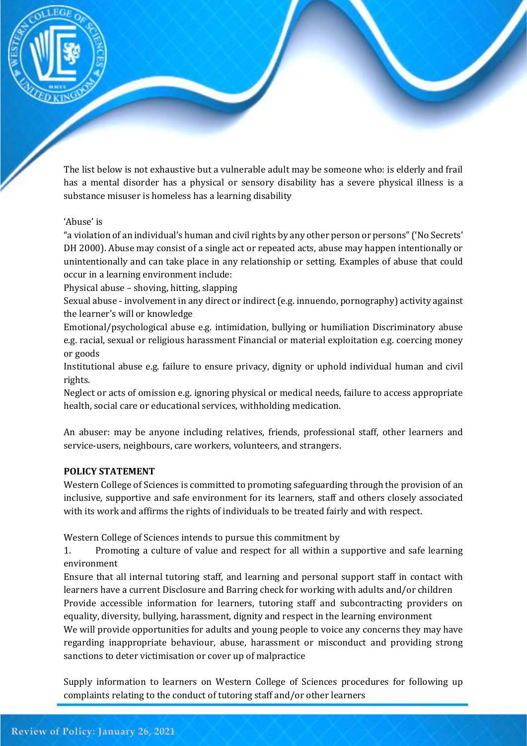The list below is not exhaustive but a vulnerable adult may be someone who: is elderly and frail has a mental disorder has a physical or sensory disability has a severe physical illness is a substance misuser is homeless has a learning disability

'Abuse' is

"a violation of an individual's human and civil rights by any other person or persons" ('No Secrets' DH 2000). Abuse may consist of a single act or repeated acts, abuse may happen intentionally or unintentionally and can take place in any relationship or setting. Examples of abuse that could occur in a learning environment include:

Physical abuse – shoving, hitting, slapping

Sexual abuse - involvement in any direct or indirect (e.g. innuendo, pornography) activity against the learner's will or knowledge

Emotional/psychological abuse e.g. intimidation, bullying or humiliation Discriminatory abuse e.g. racial, sexual or religious harassment Financial or material exploitation e.g. coercing money or goods

Institutional abuse e.g. failure to ensure privacy, dignity or uphold individual human and civil rights.

Neglect or acts of omission e.g. ignoring physical or medical needs, failure to access appropriate health, social care or educational services, withholding medication.

An abuser: may be anyone including relatives, friends, professional staff, other learners and service-users, neighbours, care workers, volunteers, and strangers.

**POLICY STATEMENT**

Western College of Sciences is committed to promoting safeguarding through the provision of an inclusive, supportive and safe environment for its learners, staff and others closely associated with its work and affirms the rights of individuals to be treated fairly and with respect.

Western College of Sciences intends to pursue this commitment by

1. Promoting a culture of value and respect for all within a supportive and safe learning environment

Ensure that all internal tutoring staff, and learning and personal support staff in contact with learners have a current Disclosure and Barring check for working with adults and/or children

Provide accessible information for learners, tutoring staff and subcontracting providers on equality, diversity, bullying, harassment, dignity and respect in the learning environment

We will provide opportunities for adults and young people to voice any concerns they may have regarding inappropriate behaviour, abuse, harassment or misconduct and providing strong sanctions to deter victimisation or cover up of malpractice

Supply information to learners on Western College of Sciences procedures for following up complaints relating to the conduct of tutoring staff and/or other learners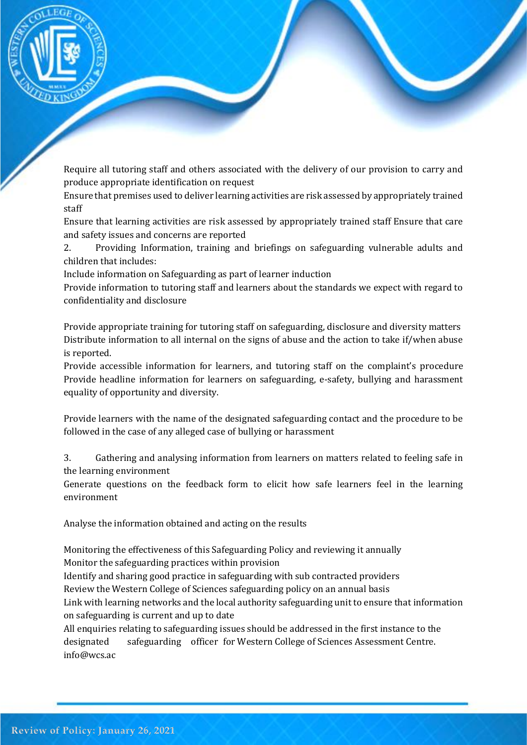Require all tutoring staff and others associated with the delivery of our provision to carry and produce appropriate identification on request

Ensure that premises used to deliver learning activities are risk assessed by appropriately trained staff

Ensure that learning activities are risk assessed by appropriately trained staff Ensure that care and safety issues and concerns are reported

2. Providing Information, training and briefings on safeguarding vulnerable adults and children that includes:

Include information on Safeguarding as part of learner induction

Provide information to tutoring staff and learners about the standards we expect with regard to confidentiality and disclosure

Provide appropriate training for tutoring staff on safeguarding, disclosure and diversity matters

Distribute information to all internal on the signs of abuse and the action to take if/when abuse is reported.

Provide accessible information for learners, and tutoring staff on the complaint's procedure Provide headline information for learners on safeguarding, e-safety, bullying and harassment equality of opportunity and diversity.

Provide learners with the name of the designated safeguarding contact and the procedure to be followed in the case of any alleged case of bullying or harassment

3. Gathering and analysing information from learners on matters related to feeling safe in the learning environment

Generate questions on the feedback form to elicit how safe learners feel in the learning environment

Analyse the information obtained and acting on the results

Monitoring the effectiveness of this Safeguarding Policy and reviewing it annually

Monitor the safeguarding practices within provision

Identify and sharing good practice in safeguarding with sub contracted providers

Review the Western College of Sciences safeguarding policy on an annual basis

Link with learning networks and the local authority safeguarding unit to ensure that information on safeguarding is current and up to date

All enquiries relating to safeguarding issues should be addressed in the first instance to the designated safeguarding officer for Western College of Sciences Assessment Centre. info@wcs.ac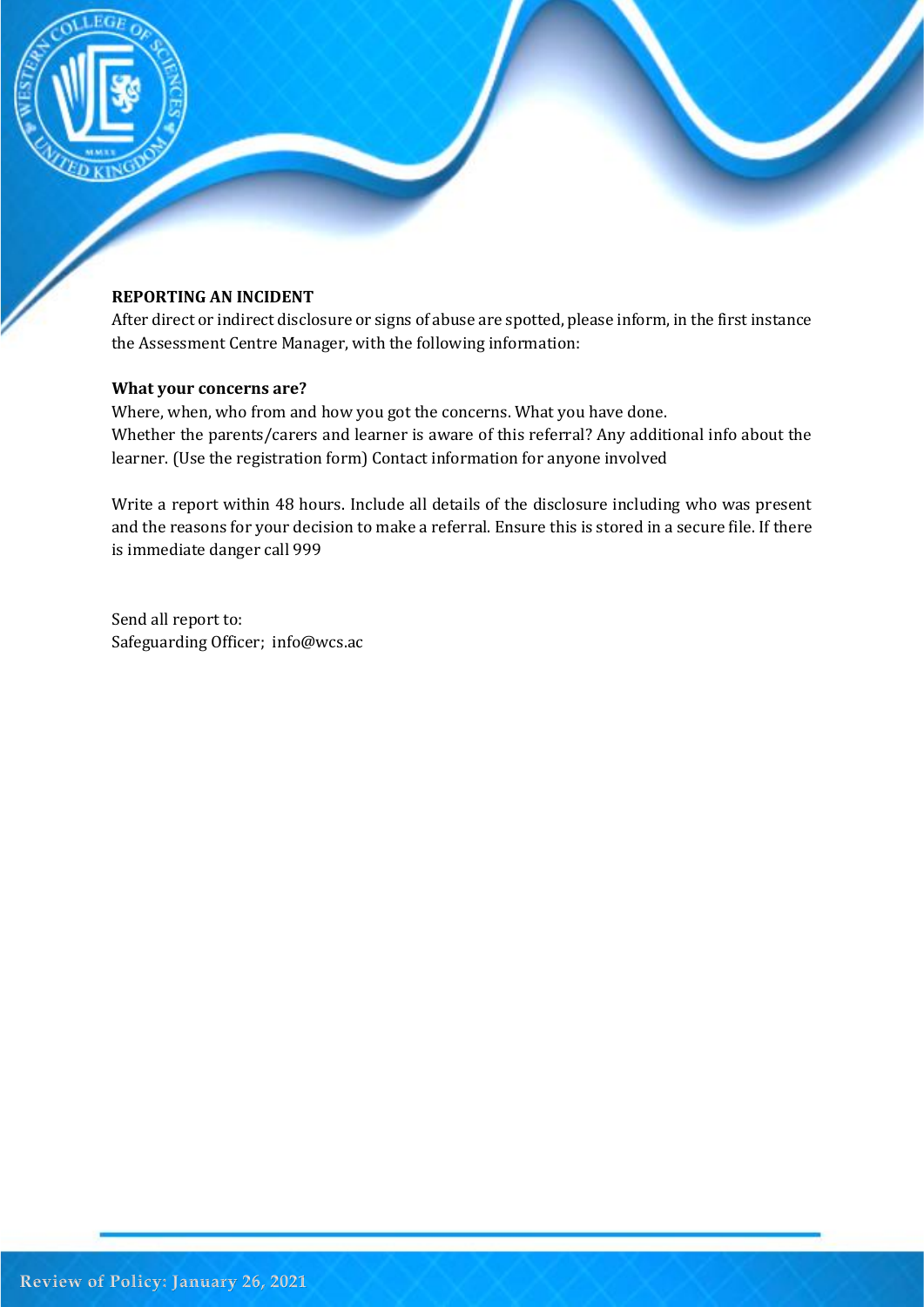**REPORTING AN INCIDENT**

After direct or indirect disclosure or signs of abuse are spotted, please inform, in the first instance the Assessment Centre Manager, with the following information:

**What your concerns are?**

Where, when, who from and how you got the concerns. What you have done.
Whether the parents/carers and learner is aware of this referral? Any additional info about the learner. (Use the registration form) Contact information for anyone involved

Write a report within 48 hours. Include all details of the disclosure including who was present and the reasons for your decision to make a referral. Ensure this is stored in a secure file. If there is immediate danger call 999

Send all report to:
Safeguarding Officer; info@wcs.ac